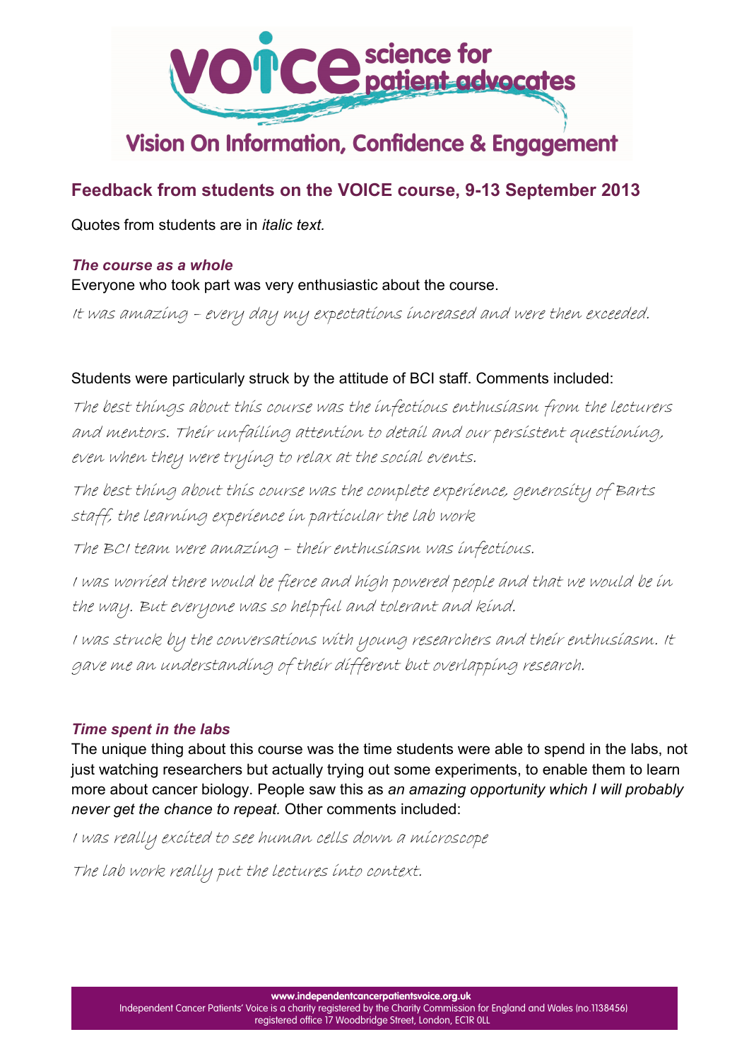# VOICE science for patient advocates

## Vision On Information, Confidence & Engagement

## Feedback from students on the VOICE course, 9-13 September 2013

Quotes from students are in *italic text.*

### *The course as a whole*

Everyone who took part was very enthusiastic about the course.

*It was amazing – every day my expectations increased and were then exceeded.*

Students were particularly struck by the attitude of BCI staff. Comments included:

*The best things about this course was the infectious enthusiasm from the lecturers and mentors. Their unfailing attention to detail and our persistent questioning, even when they were trying to relax at the social events.*

*The best thing about this course was the complete experience, generosity of Barts staff, the learning experience in particular the lab work*

*The BCI team were amazing – their enthusiasm was infectious.*

*I was worried there would be fierce and high powered people and that we would be in the way. But everyone was so helpful and tolerant and kind.*

*I was struck by the conversations with young researchers and their enthusiasm. It gave me an understanding of their different but overlapping research.*

### *Time spent in the labs*

The unique thing about this course was the time students were able to spend in the labs, not just watching researchers but actually trying out some experiments, to enable them to learn more about cancer biology. People saw this as *an amazing opportunity which I will probably never get the chance to repeat.* Other comments included:

*I was really excited to see human cells down a microscope*

*The lab work really put the lectures into context.*

www.independentcancerpatientsvoice.org.uk
Independent Cancer Patients' Voice is a charity registered by the Charity Commission for England and Wales (no.1138456) registered office 17 Woodbridge Street, London, EC1R 0LL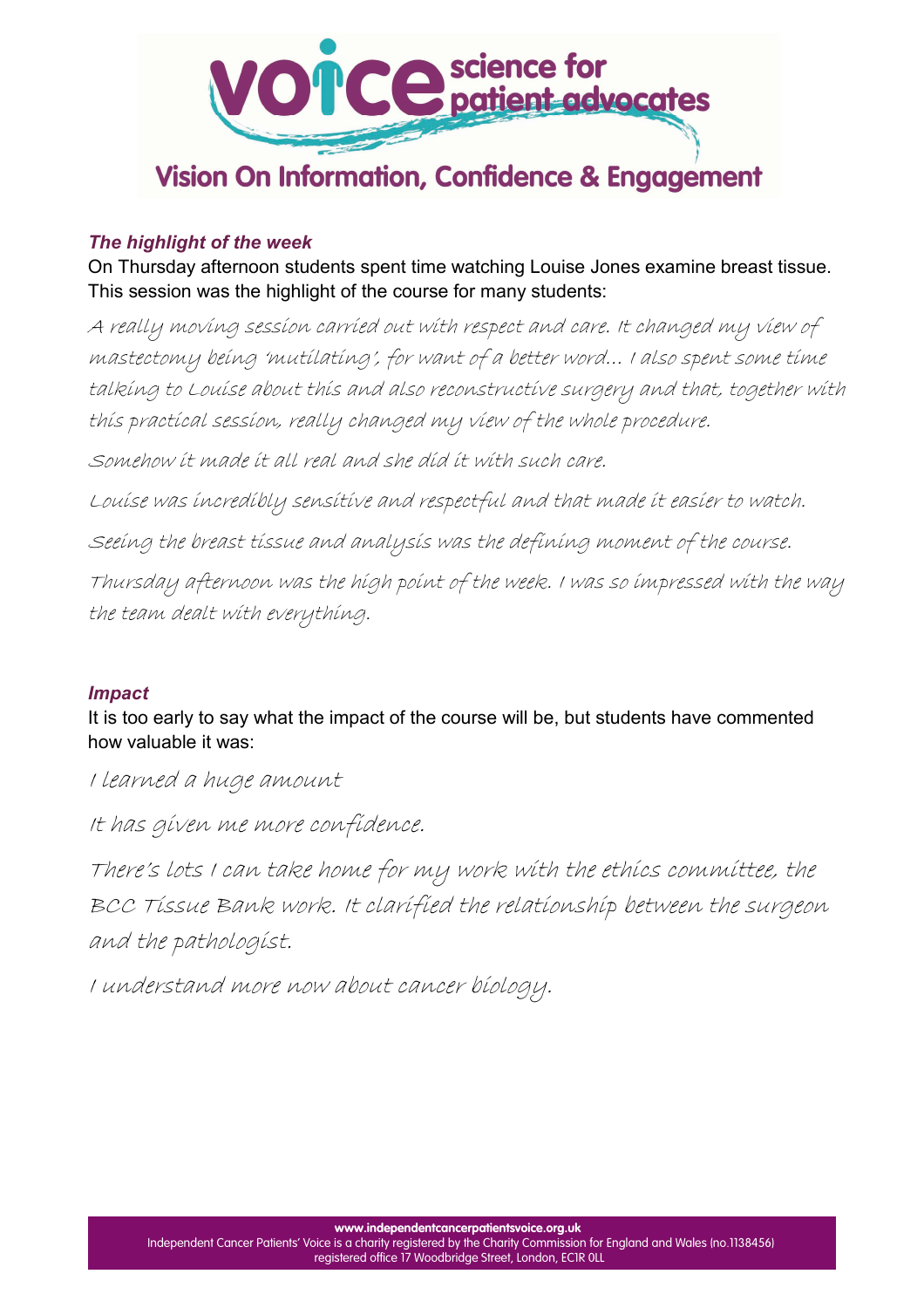Vision On Information, Confidence & Engagement

### *The highlight of the week*

On Thursday afternoon students spent time watching Louise Jones examine breast tissue. This session was the highlight of the course for many students:

*A really moving session carried out with respect and care. It changed my view of mastectomy being 'mutilating', for want of a better word... I also spent some time talking to Louise about this and also reconstructive surgery and that, together with this practical session, really changed my view of the whole procedure.*

*Somehow it made it all real and she did it with such care.*

*Louise was incredibly sensitive and respectful and that made it easier to watch.*

*Seeing the breast tissue and analysis was the defining moment of the course.*

*Thursday afternoon was the high point of the week. I was so impressed with the way the team dealt with everything.*

### *Impact*

It is too early to say what the impact of the course will be, but students have commented how valuable it was:

*I learned a huge amount*

*It has given me more confidence.*

*There's lots I can take home for my work with the ethics committee, the BCC Tissue Bank work. It clarified the relationship between the surgeon and the pathologist.*

*I understand more now about cancer biology.*